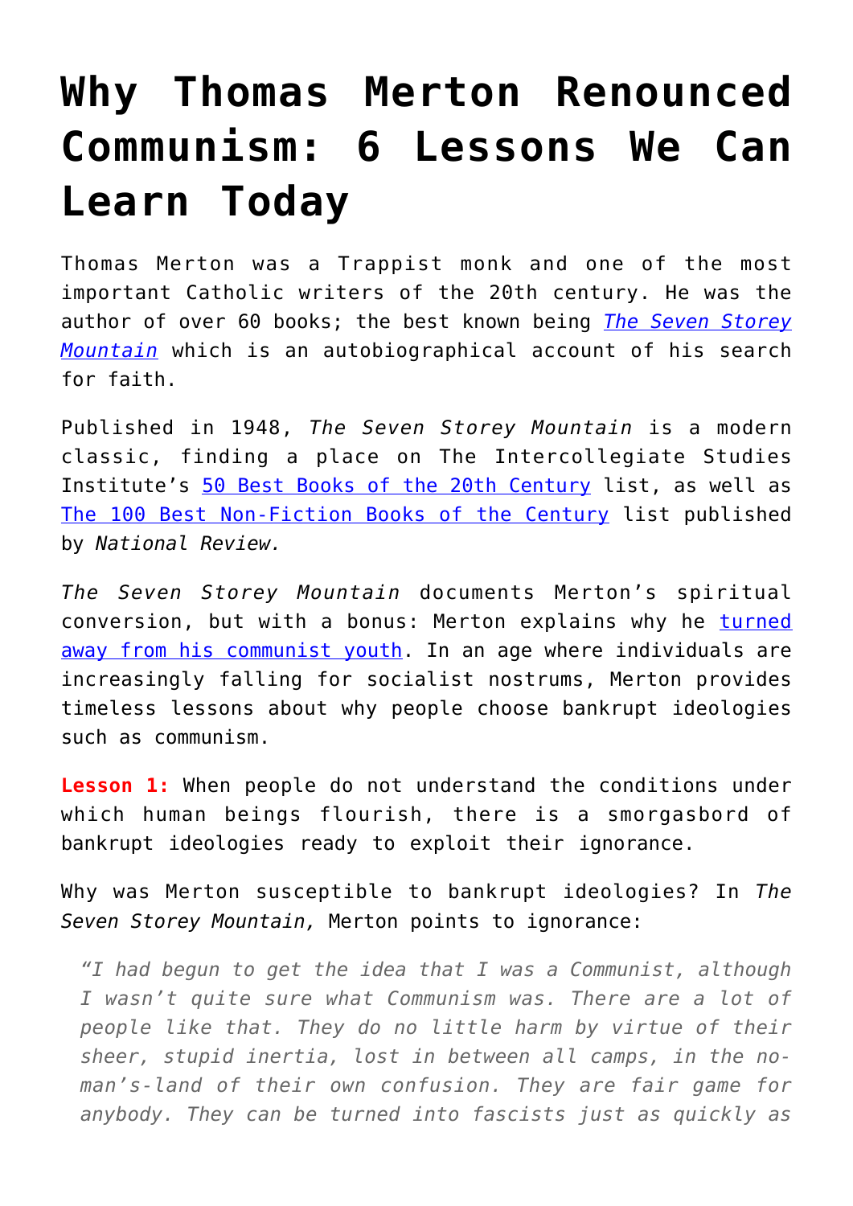# Why Thomas Merton Renounced Communism: 6 Lessons We Can Learn Today

Thomas Merton was a Trappist monk and one of the most important Catholic writers of the 20th century. He was the author of over 60 books; the best known being *The Seven Storey Mountain* which is an autobiographical account of his search for faith.

Published in 1948, *The Seven Storey Mountain* is a modern classic, finding a place on The Intercollegiate Studies Institute's 50 Best Books of the 20th Century list, as well as The 100 Best Non-Fiction Books of the Century list published by *National Review.*

*The Seven Storey Mountain* documents Merton's spiritual conversion, but with a bonus: Merton explains why he turned away from his communist youth. In an age where individuals are increasingly falling for socialist nostrums, Merton provides timeless lessons about why people choose bankrupt ideologies such as communism.

**Lesson 1:** When people do not understand the conditions under which human beings flourish, there is a smorgasbord of bankrupt ideologies ready to exploit their ignorance.

Why was Merton susceptible to bankrupt ideologies? In *The Seven Storey Mountain,* Merton points to ignorance:

> *"I had begun to get the idea that I was a Communist, although I wasn't quite sure what Communism was. There are a lot of people like that. They do no little harm by virtue of their sheer, stupid inertia, lost in between all camps, in the no-man's-land of their own confusion. They are fair game for anybody. They can be turned into fascists just as quickly as*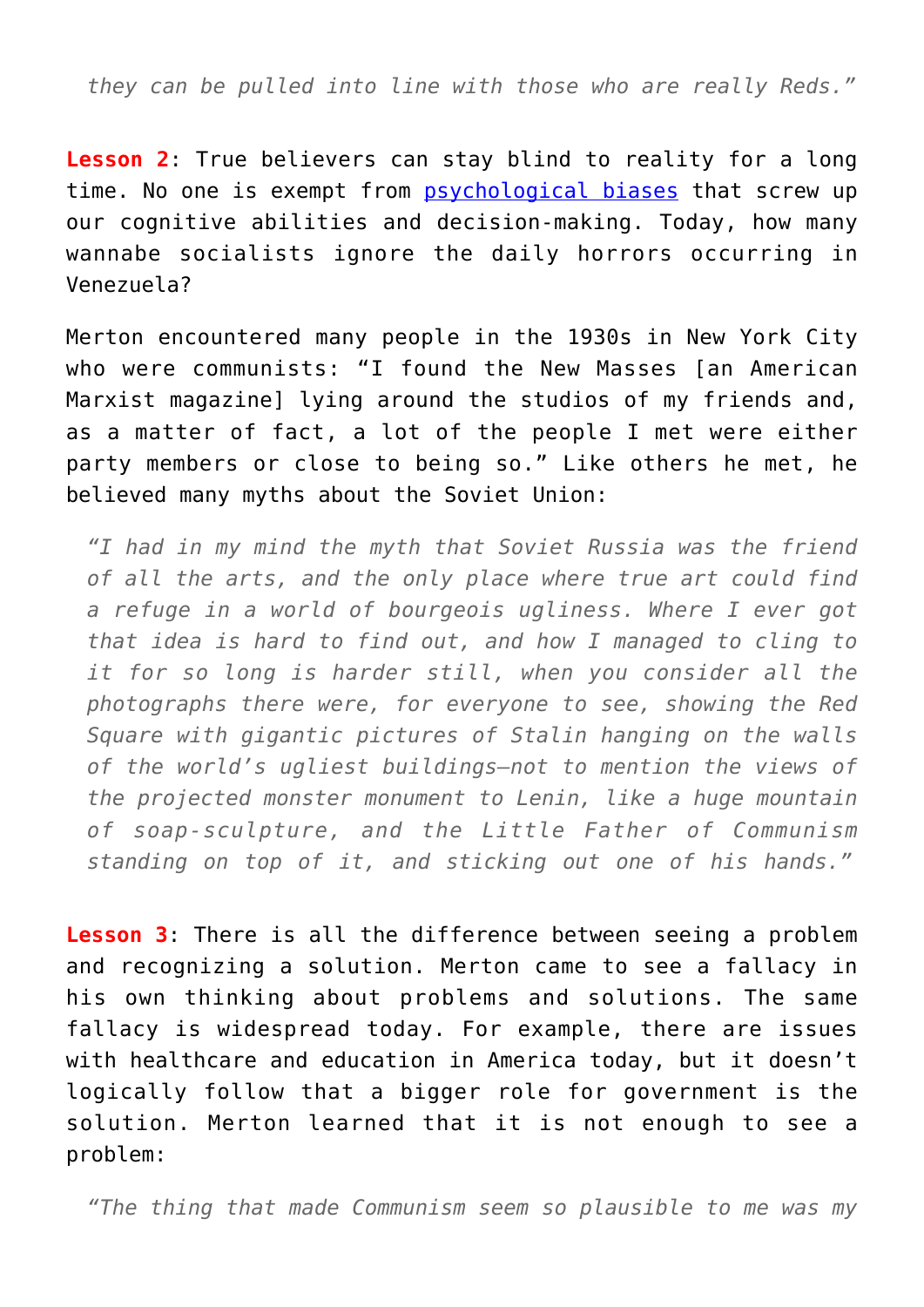*they can be pulled into line with those who are really Reds."*

**Lesson 2**: True believers can stay blind to reality for a long time. No one is exempt from [psychological biases]() that screw up our cognitive abilities and decision-making. Today, how many wannabe socialists ignore the daily horrors occurring in Venezuela?

Merton encountered many people in the 1930s in New York City who were communists: "I found the New Masses [an American Marxist magazine] lying around the studios of my friends and, as a matter of fact, a lot of the people I met were either party members or close to being so." Like others he met, he believed many myths about the Soviet Union:

> *"I had in my mind the myth that Soviet Russia was the friend of all the arts, and the only place where true art could find a refuge in a world of bourgeois ugliness. Where I ever got that idea is hard to find out, and how I managed to cling to it for so long is harder still, when you consider all the photographs there were, for everyone to see, showing the Red Square with gigantic pictures of Stalin hanging on the walls of the world's ugliest buildings—not to mention the views of the projected monster monument to Lenin, like a huge mountain of soap-sculpture, and the Little Father of Communism standing on top of it, and sticking out one of his hands."*

**Lesson 3**: There is all the difference between seeing a problem and recognizing a solution. Merton came to see a fallacy in his own thinking about problems and solutions. The same fallacy is widespread today. For example, there are issues with healthcare and education in America today, but it doesn't logically follow that a bigger role for government is the solution. Merton learned that it is not enough to see a problem:

> *"The thing that made Communism seem so plausible to me was my*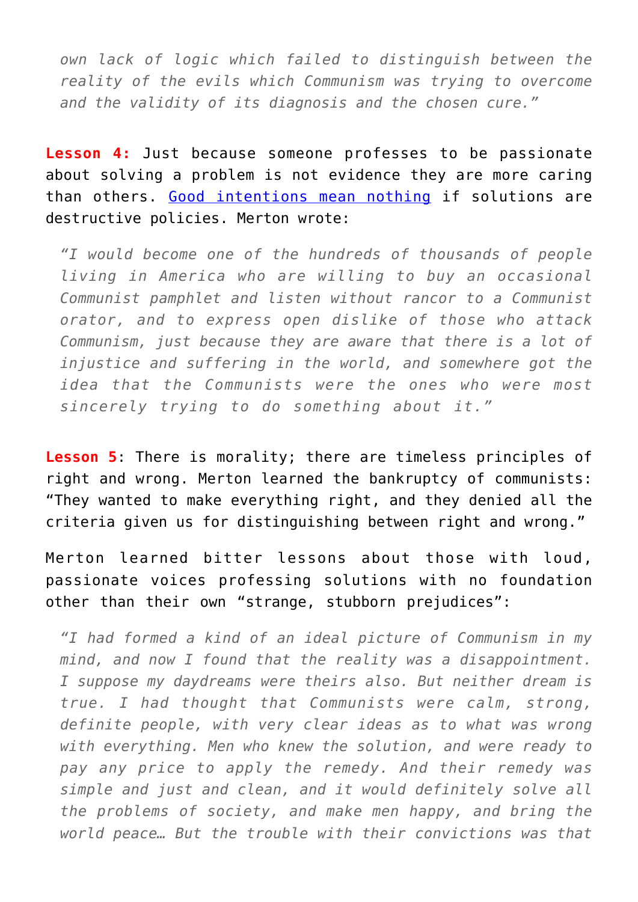> *own lack of logic which failed to distinguish between the reality of the evils which Communism was trying to overcome and the validity of its diagnosis and the chosen cure."*

**Lesson 4:** Just because someone professes to be passionate about solving a problem is not evidence they are more caring than others. Good intentions mean nothing if solutions are destructive policies. Merton wrote:

> *"I would become one of the hundreds of thousands of people living in America who are willing to buy an occasional Communist pamphlet and listen without rancor to a Communist orator, and to express open dislike of those who attack Communism, just because they are aware that there is a lot of injustice and suffering in the world, and somewhere got the idea that the Communists were the ones who were most sincerely trying to do something about it."*

**Lesson 5**: There is morality; there are timeless principles of right and wrong. Merton learned the bankruptcy of communists: "They wanted to make everything right, and they denied all the criteria given us for distinguishing between right and wrong."

Merton learned bitter lessons about those with loud, passionate voices professing solutions with no foundation other than their own "strange, stubborn prejudices":

> *"I had formed a kind of an ideal picture of Communism in my mind, and now I found that the reality was a disappointment. I suppose my daydreams were theirs also. But neither dream is true. I had thought that Communists were calm, strong, definite people, with very clear ideas as to what was wrong with everything. Men who knew the solution, and were ready to pay any price to apply the remedy. And their remedy was simple and just and clean, and it would definitely solve all the problems of society, and make men happy, and bring the world peace… But the trouble with their convictions was that*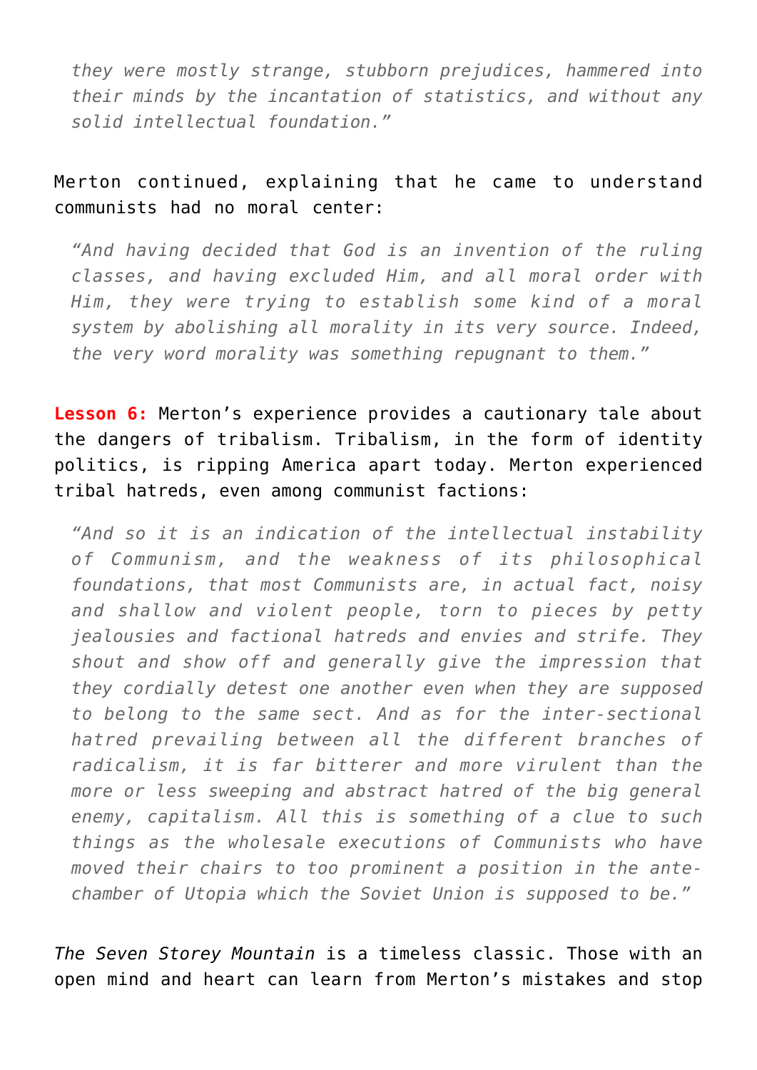> *they were mostly strange, stubborn prejudices, hammered into their minds by the incantation of statistics, and without any solid intellectual foundation."*

Merton continued, explaining that he came to understand communists had no moral center:

> *"And having decided that God is an invention of the ruling classes, and having excluded Him, and all moral order with Him, they were trying to establish some kind of a moral system by abolishing all morality in its very source. Indeed, the very word morality was something repugnant to them."*

**Lesson 6:** Merton's experience provides a cautionary tale about the dangers of tribalism. Tribalism, in the form of identity politics, is ripping America apart today. Merton experienced tribal hatreds, even among communist factions:

> *"And so it is an indication of the intellectual instability of Communism, and the weakness of its philosophical foundations, that most Communists are, in actual fact, noisy and shallow and violent people, torn to pieces by petty jealousies and factional hatreds and envies and strife. They shout and show off and generally give the impression that they cordially detest one another even when they are supposed to belong to the same sect. And as for the inter-sectional hatred prevailing between all the different branches of radicalism, it is far bitterer and more virulent than the more or less sweeping and abstract hatred of the big general enemy, capitalism. All this is something of a clue to such things as the wholesale executions of Communists who have moved their chairs to too prominent a position in the ante-chamber of Utopia which the Soviet Union is supposed to be."*

*The Seven Storey Mountain* is a timeless classic. Those with an open mind and heart can learn from Merton's mistakes and stop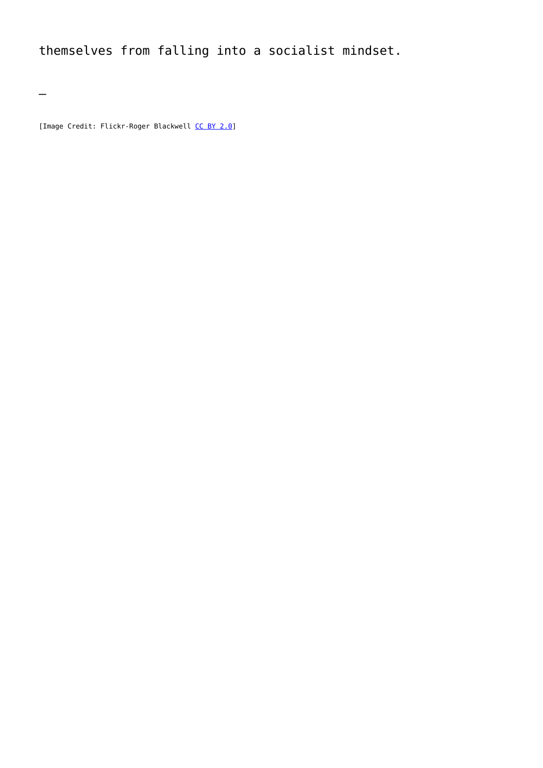themselves from falling into a socialist mindset.

—

[Image Credit: Flickr-Roger Blackwell CC BY 2.0]